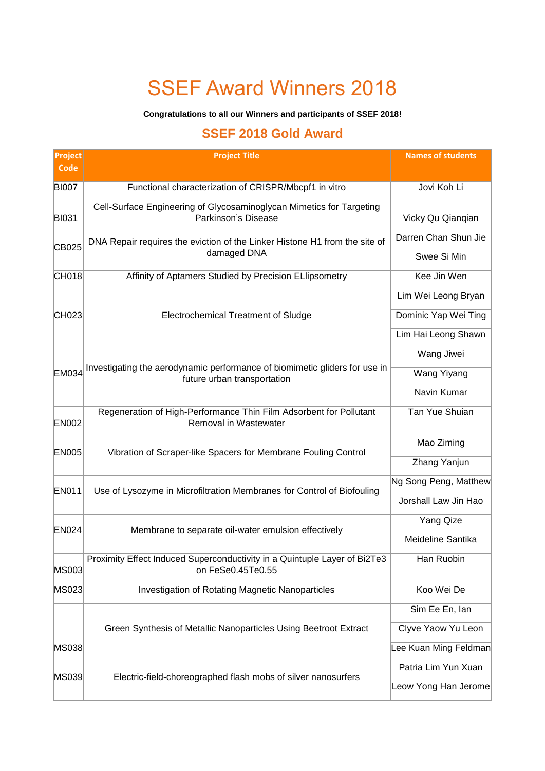# SSEF Award Winners 2018

**Congratulations to all our Winners and participants of SSEF 2018!**

## SSEF 2018 Gold Award

| Project Code | Project Title | Names of students |
|---|---|---|
| BI007 | Functional characterization of CRISPR/Mbcpf1 in vitro | Jovi Koh Li |
| BI031 | Cell-Surface Engineering of Glycosaminoglycan Mimetics for Targeting Parkinson's Disease | Vicky Qu Qianqian |
| CB025 | DNA Repair requires the eviction of the Linker Histone H1 from the site of damaged DNA | Darren Chan Shun Jie |
| | | Swee Si Min |
| CH018 | Affinity of Aptamers Studied by Precision ELlipsometry | Kee Jin Wen |
| CH023 | Electrochemical Treatment of Sludge | Lim Wei Leong Bryan |
| | | Dominic Yap Wei Ting |
| | | Lim Hai Leong Shawn |
| EM034 | Investigating the aerodynamic performance of biomimetic gliders for use in future urban transportation | Wang Jiwei |
| | | Wang Yiyang |
| | | Navin Kumar |
| EN002 | Regeneration of High-Performance Thin Film Adsorbent for Pollutant Removal in Wastewater | Tan Yue Shuian |
| EN005 | Vibration of Scraper-like Spacers for Membrane Fouling Control | Mao Ziming |
| | | Zhang Yanjun |
| EN011 | Use of Lysozyme in Microfiltration Membranes for Control of Biofouling | Ng Song Peng, Matthew |
| | | Jorshall Law Jin Hao |
| EN024 | Membrane to separate oil-water emulsion effectively | Yang Qize |
| | | Meideline Santika |
| MS003 | Proximity Effect Induced Superconductivity in a Quintuple Layer of $Bi_2Te_3$ on $FeSe_{0.45}Te_{0.55}$ | Han Ruobin |
| MS023 | Investigation of Rotating Magnetic Nanoparticles | Koo Wei De |
| MS038 | Green Synthesis of Metallic Nanoparticles Using Beetroot Extract | Sim Ee En, Ian |
| | | Clyve Yaow Yu Leon |
| | | Lee Kuan Ming Feldman |
| MS039 | Electric-field-choreographed flash mobs of silver nanosurfers | Patria Lim Yun Xuan |
| | | Leow Yong Han Jerome |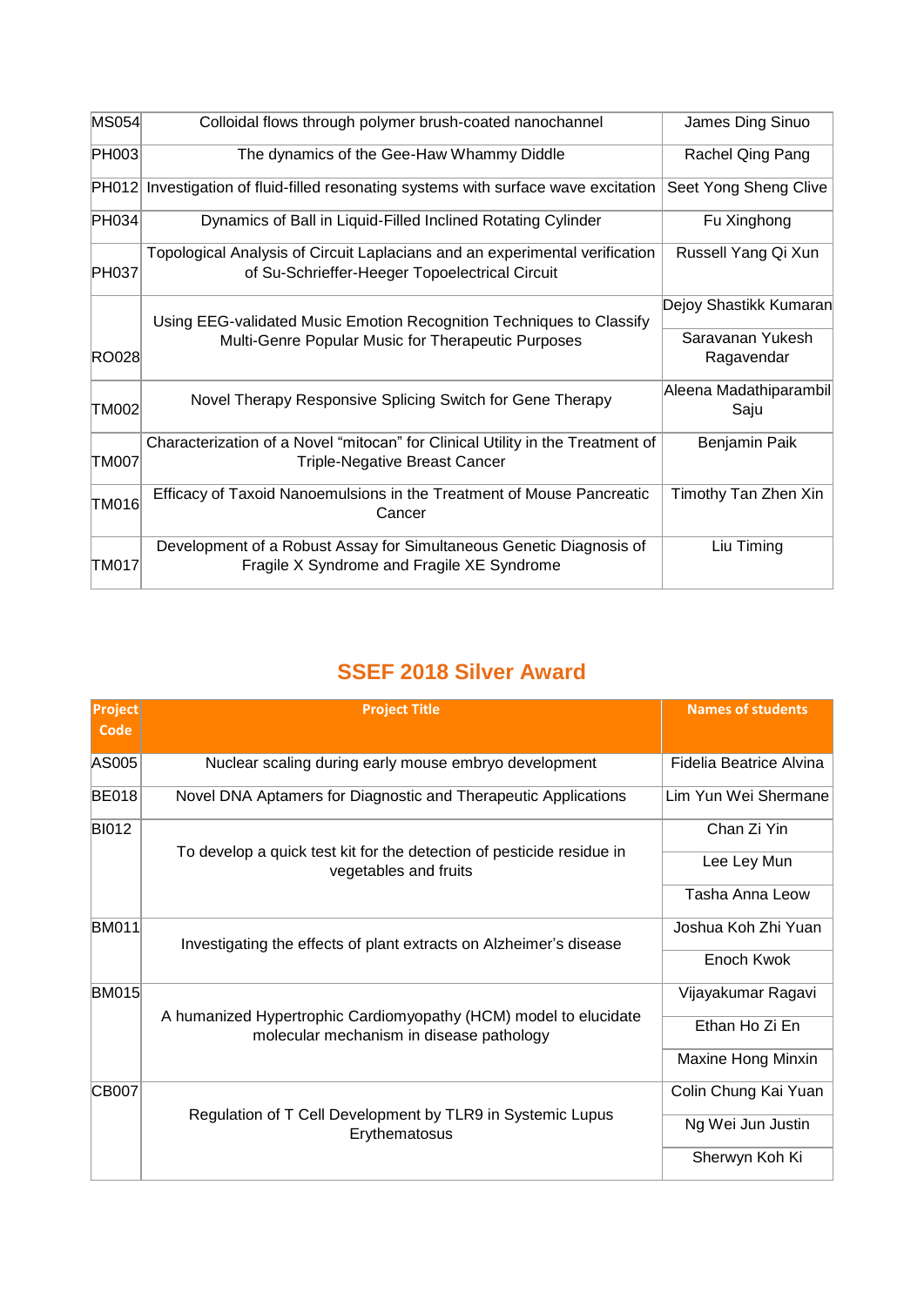| | | |
|---|---|---|
| MS054 | Colloidal flows through polymer brush-coated nanochannel | James Ding Sinuo |
| PH003 | The dynamics of the Gee-Haw Whammy Diddle | Rachel Qing Pang |
| PH012 | Investigation of fluid-filled resonating systems with surface wave excitation | Seet Yong Sheng Clive |
| PH034 | Dynamics of Ball in Liquid-Filled Inclined Rotating Cylinder | Fu Xinghong |
| PH037 | Topological Analysis of Circuit Laplacians and an experimental verification of Su-Schrieffer-Heeger Topoelectrical Circuit | Russell Yang Qi Xun |
| RO028 | Using EEG-validated Music Emotion Recognition Techniques to Classify Multi-Genre Popular Music for Therapeutic Purposes | Dejoy Shastikk Kumaran |
| | | Saravanan Yukesh Ragavendar |
| TM002 | Novel Therapy Responsive Splicing Switch for Gene Therapy | Aleena Madathiparambil Saju |
| TM007 | Characterization of a Novel “mitocan” for Clinical Utility in the Treatment of Triple-Negative Breast Cancer | Benjamin Paik |
| TM016 | Efficacy of Taxoid Nanoemulsions in the Treatment of Mouse Pancreatic Cancer | Timothy Tan Zhen Xin |
| TM017 | Development of a Robust Assay for Simultaneous Genetic Diagnosis of Fragile X Syndrome and Fragile XE Syndrome | Liu Timing |

## SSEF 2018 Silver Award

| Project Code | Project Title | Names of students |
|---|---|---|
| AS005 | Nuclear scaling during early mouse embryo development | Fidelia Beatrice Alvina |
| BE018 | Novel DNA Aptamers for Diagnostic and Therapeutic Applications | Lim Yun Wei Shermane |
| BI012 | To develop a quick test kit for the detection of pesticide residue in vegetables and fruits | Chan Zi Yin |
| | | Lee Ley Mun |
| | | Tasha Anna Leow |
| BM011 | Investigating the effects of plant extracts on Alzheimer’s disease | Joshua Koh Zhi Yuan |
| | | Enoch Kwok |
| BM015 | A humanized Hypertrophic Cardiomyopathy (HCM) model to elucidate molecular mechanism in disease pathology | Vijayakumar Ragavi |
| | | Ethan Ho Zi En |
| | | Maxine Hong Minxin |
| CB007 | Regulation of T Cell Development by TLR9 in Systemic Lupus Erythematosus | Colin Chung Kai Yuan |
| | | Ng Wei Jun Justin |
| | | Sherwyn Koh Ki |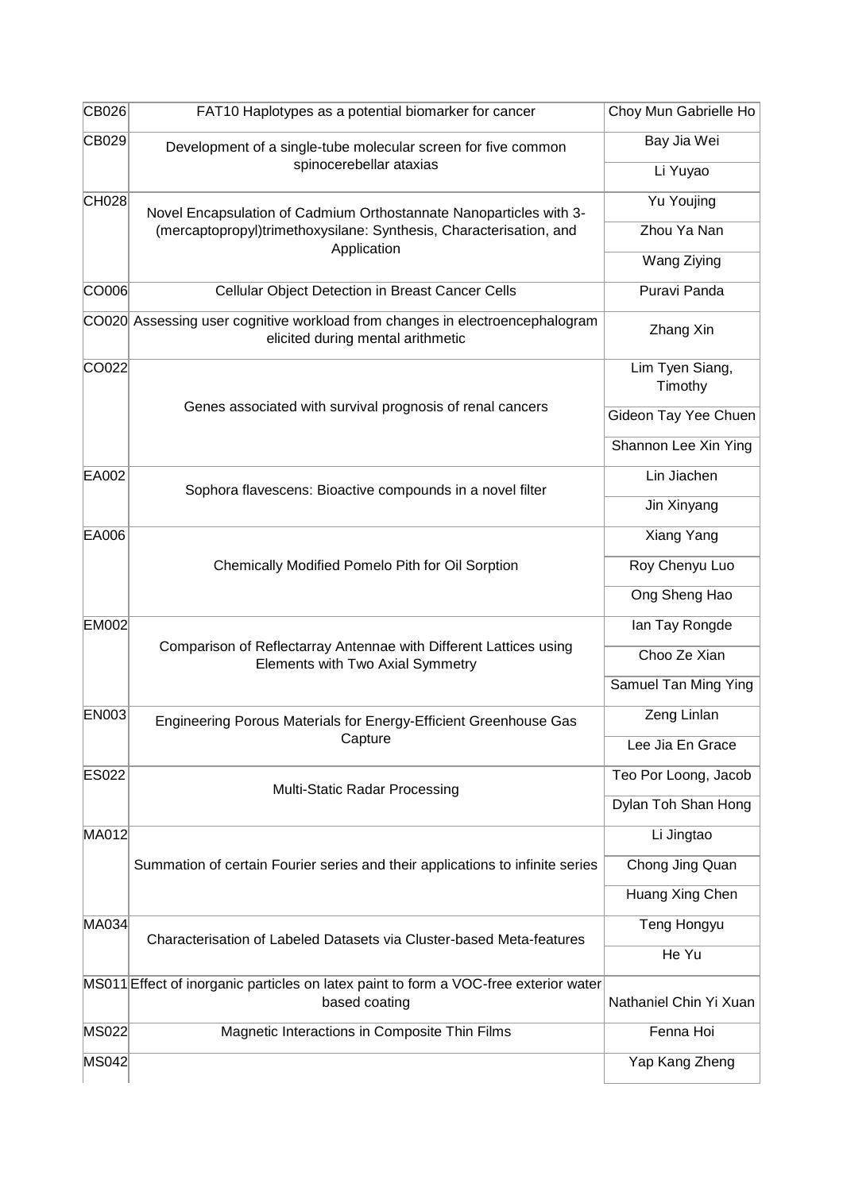| | | |
|---|---|---|
| CB026 | FAT10 Haplotypes as a potential biomarker for cancer | Choy Mun Gabrielle Ho |
| CB029 | Development of a single-tube molecular screen for five common spinocerebellar ataxias | Bay Jia Wei |
| | | Li Yuyao |
| CH028 | Novel Encapsulation of Cadmium Orthostannate Nanoparticles with 3-(mercaptopropyl)trimethoxysilane: Synthesis, Characterisation, and Application | Yu Youjing |
| | | Zhou Ya Nan |
| | | Wang Ziying |
| CO006 | Cellular Object Detection in Breast Cancer Cells | Puravi Panda |
| CO020 | Assessing user cognitive workload from changes in electroencephalogram elicited during mental arithmetic | Zhang Xin |
| CO022 | Genes associated with survival prognosis of renal cancers | Lim Tyen Siang, Timothy |
| | | Gideon Tay Yee Chuen |
| | | Shannon Lee Xin Ying |
| EA002 | Sophora flavescens: Bioactive compounds in a novel filter | Lin Jiachen |
| | | Jin Xinyang |
| EA006 | Chemically Modified Pomelo Pith for Oil Sorption | Xiang Yang |
| | | Roy Chenyu Luo |
| | | Ong Sheng Hao |
| EM002 | Comparison of Reflectarray Antennae with Different Lattices using Elements with Two Axial Symmetry | Ian Tay Rongde |
| | | Choo Ze Xian |
| | | Samuel Tan Ming Ying |
| EN003 | Engineering Porous Materials for Energy-Efficient Greenhouse Gas Capture | Zeng Linlan |
| | | Lee Jia En Grace |
| ES022 | Multi-Static Radar Processing | Teo Por Loong, Jacob |
| | | Dylan Toh Shan Hong |
| MA012 | Summation of certain Fourier series and their applications to infinite series | Li Jingtao |
| | | Chong Jing Quan |
| | | Huang Xing Chen |
| MA034 | Characterisation of Labeled Datasets via Cluster-based Meta-features | Teng Hongyu |
| | | He Yu |
| MS011 | Effect of inorganic particles on latex paint to form a VOC-free exterior water based coating | Nathaniel Chin Yi Xuan |
| MS022 | Magnetic Interactions in Composite Thin Films | Fenna Hoi |
| MS042 | | Yap Kang Zheng |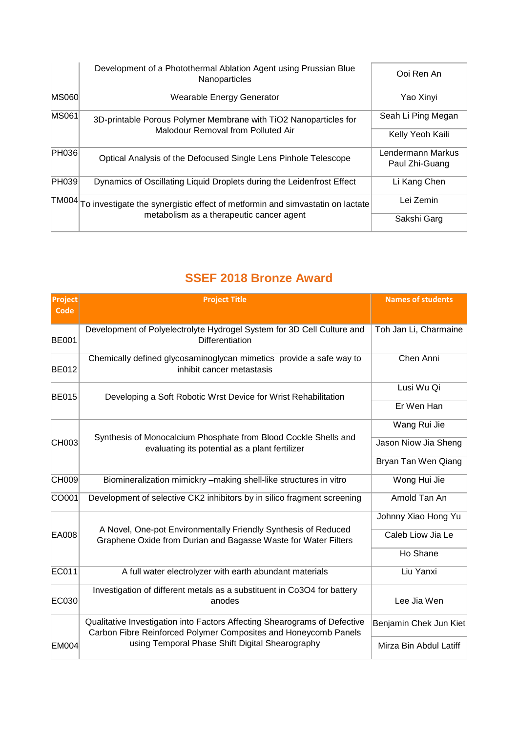| | | |
|---|---|---|
| | Development of a Photothermal Ablation Agent using Prussian Blue Nanoparticles | Ooi Ren An |
| MS060 | Wearable Energy Generator | Yao Xinyi |
| MS061 | 3D-printable Porous Polymer Membrane with $TiO_2$ Nanoparticles for Malodour Removal from Polluted Air | Seah Li Ping Megan |
| | | Kelly Yeoh Kaili |
| PH036 | Optical Analysis of the Defocused Single Lens Pinhole Telescope | Lendermann Markus Paul Zhi-Guang |
| PH039 | Dynamics of Oscillating Liquid Droplets during the Leidenfrost Effect | Li Kang Chen |
| TM004 | To investigate the synergistic effect of metformin and simvastatin on lactate metabolism as a therapeutic cancer agent | Lei Zemin |
| | | Sakshi Garg |

## SSEF 2018 Bronze Award

| Project Code | Project Title | Names of students |
|---|---|---|
| BE001 | Development of Polyelectrolyte Hydrogel System for 3D Cell Culture and Differentiation | Toh Jan Li, Charmaine |
| BE012 | Chemically defined glycosaminoglycan mimetics provide a safe way to inhibit cancer metastasis | Chen Anni |
| BE015 | Developing a Soft Robotic Wrst Device for Wrist Rehabilitation | Lusi Wu Qi |
| | | Er Wen Han |
| CH003 | Synthesis of Monocalcium Phosphate from Blood Cockle Shells and evaluating its potential as a plant fertilizer | Wang Rui Jie |
| | | Jason Niow Jia Sheng |
| | | Bryan Tan Wen Qiang |
| CH009 | Biomineralization mimickry –making shell-like structures in vitro | Wong Hui Jie |
| CO001 | Development of selective CK2 inhibitors by in silico fragment screening | Arnold Tan An |
| EA008 | A Novel, One-pot Environmentally Friendly Synthesis of Reduced Graphene Oxide from Durian and Bagasse Waste for Water Filters | Johnny Xiao Hong Yu |
| | | Caleb Liow Jia Le |
| | | Ho Shane |
| EC011 | A full water electrolyzer with earth abundant materials | Liu Yanxi |
| EC030 | Investigation of different metals as a substituent in $Co_3O_4$ for battery anodes | Lee Jia Wen |
| EM004 | Qualitative Investigation into Factors Affecting Shearograms of Defective Carbon Fibre Reinforced Polymer Composites and Honeycomb Panels using Temporal Phase Shift Digital Shearography | Benjamin Chek Jun Kiet |
| | | Mirza Bin Abdul Latiff |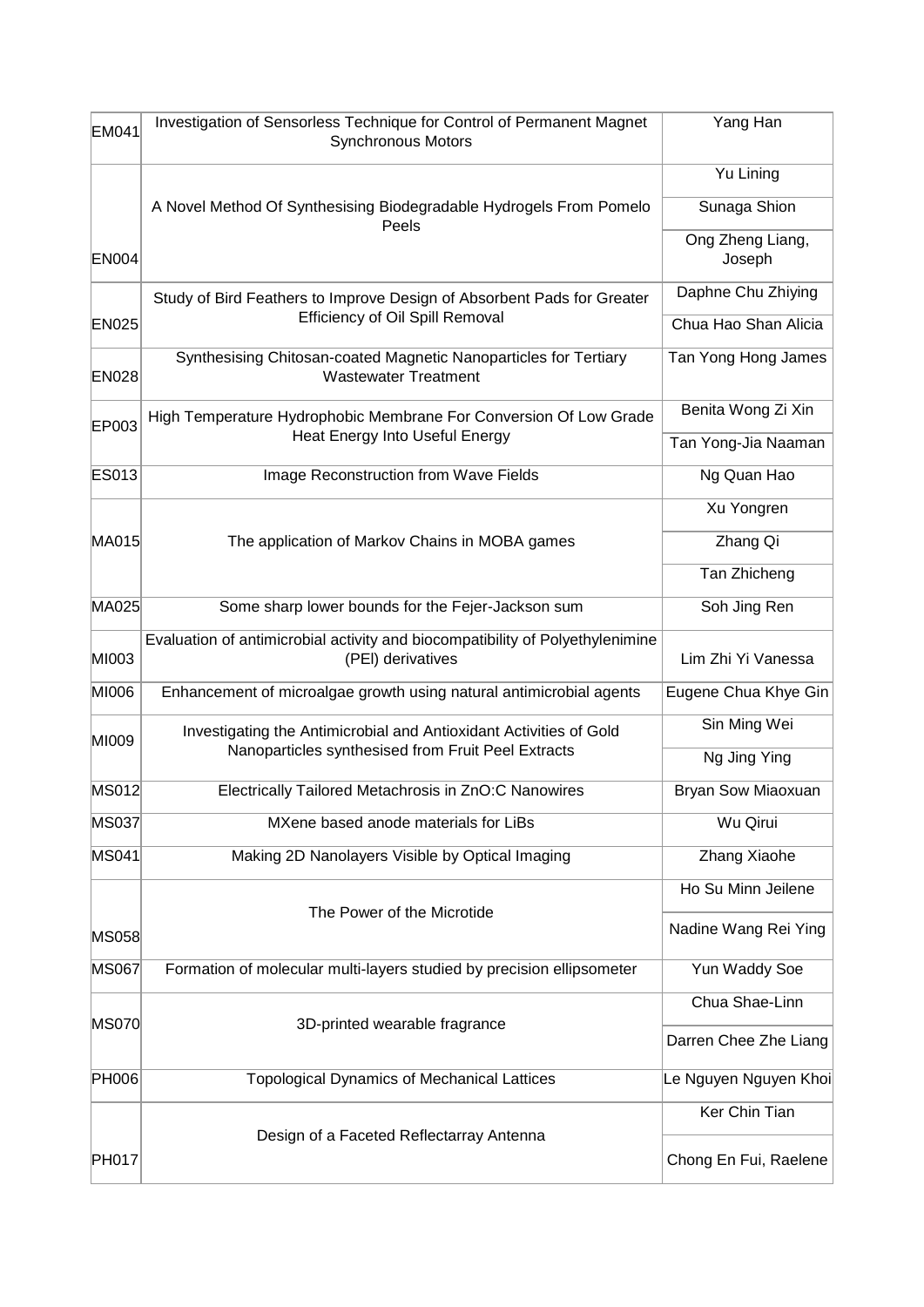| | | |
|---|---|---|
| EM041 | Investigation of Sensorless Technique for Control of Permanent Magnet Synchronous Motors | Yang Han |
| EN004 | A Novel Method Of Synthesising Biodegradable Hydrogels From Pomelo Peels | Yu Lining |
| | | Sunaga Shion |
| | | Ong Zheng Liang, Joseph |
| EN025 | Study of Bird Feathers to Improve Design of Absorbent Pads for Greater Efficiency of Oil Spill Removal | Daphne Chu Zhiying |
| | | Chua Hao Shan Alicia |
| EN028 | Synthesising Chitosan-coated Magnetic Nanoparticles for Tertiary Wastewater Treatment | Tan Yong Hong James |
| EP003 | High Temperature Hydrophobic Membrane For Conversion Of Low Grade Heat Energy Into Useful Energy | Benita Wong Zi Xin |
| | | Tan Yong-Jia Naaman |
| ES013 | Image Reconstruction from Wave Fields | Ng Quan Hao |
| MA015 | The application of Markov Chains in MOBA games | Xu Yongren |
| | | Zhang Qi |
| | | Tan Zhicheng |
| MA025 | Some sharp lower bounds for the Fejer-Jackson sum | Soh Jing Ren |
| MI003 | Evaluation of antimicrobial activity and biocompatibility of Polyethylenimine (PEI) derivatives | Lim Zhi Yi Vanessa |
| MI006 | Enhancement of microalgae growth using natural antimicrobial agents | Eugene Chua Khye Gin |
| MI009 | Investigating the Antimicrobial and Antioxidant Activities of Gold Nanoparticles synthesised from Fruit Peel Extracts | Sin Ming Wei |
| | | Ng Jing Ying |
| MS012 | Electrically Tailored Metachrosis in ZnO:C Nanowires | Bryan Sow Miaoxuan |
| MS037 | MXene based anode materials for LiBs | Wu Qirui |
| MS041 | Making 2D Nanolayers Visible by Optical Imaging | Zhang Xiaohe |
| MS058 | The Power of the Microtide | Ho Su Minn Jeilene |
| | | Nadine Wang Rei Ying |
| MS067 | Formation of molecular multi-layers studied by precision ellipsometer | Yun Waddy Soe |
| MS070 | 3D-printed wearable fragrance | Chua Shae-Linn |
| | | Darren Chee Zhe Liang |
| PH006 | Topological Dynamics of Mechanical Lattices | Le Nguyen Nguyen Khoi |
| PH017 | Design of a Faceted Reflectarray Antenna | Ker Chin Tian |
| | | Chong En Fui, Raelene |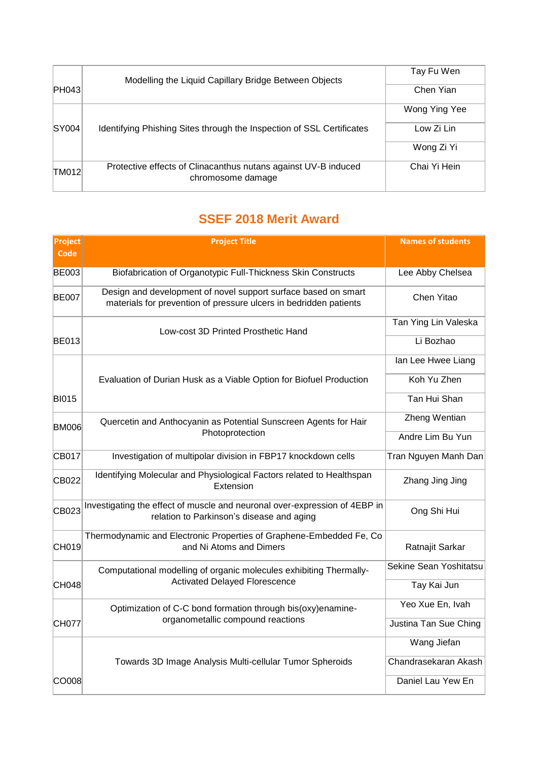| | | |
|---|---|---|
| PH043 | Modelling the Liquid Capillary Bridge Between Objects | Tay Fu Wen |
| | | Chen Yian |
| SY004 | Identifying Phishing Sites through the Inspection of SSL Certificates | Wong Ying Yee |
| | | Low Zi Lin |
| | | Wong Zi Yi |
| TM012 | Protective effects of Clinacanthus nutans against UV-B induced chromosome damage | Chai Yi Hein |

## SSEF 2018 Merit Award

| Project Code | Project Title | Names of students |
|---|---|---|
| BE003 | Biofabrication of Organotypic Full-Thickness Skin Constructs | Lee Abby Chelsea |
| BE007 | Design and development of novel support surface based on smart materials for prevention of pressure ulcers in bedridden patients | Chen Yitao |
| BE013 | Low-cost 3D Printed Prosthetic Hand | Tan Ying Lin Valeska |
| | | Li Bozhao |
| BI015 | Evaluation of Durian Husk as a Viable Option for Biofuel Production | Ian Lee Hwee Liang |
| | | Koh Yu Zhen |
| | | Tan Hui Shan |
| BM006 | Quercetin and Anthocyanin as Potential Sunscreen Agents for Hair Photoprotection | Zheng Wentian |
| | | Andre Lim Bu Yun |
| CB017 | Investigation of multipolar division in FBP17 knockdown cells | Tran Nguyen Manh Dan |
| CB022 | Identifying Molecular and Physiological Factors related to Healthspan Extension | Zhang Jing Jing |
| CB023 | Investigating the effect of muscle and neuronal over-expression of 4EBP in relation to Parkinson's disease and aging | Ong Shi Hui |
| CH019 | Thermodynamic and Electronic Properties of Graphene-Embedded Fe, Co and Ni Atoms and Dimers | Ratnajit Sarkar |
| CH048 | Computational modelling of organic molecules exhibiting Thermally-Activated Delayed Florescence | Sekine Sean Yoshitatsu |
| | | Tay Kai Jun |
| CH077 | Optimization of C-C bond formation through bis(oxy)enamine-organometallic compound reactions | Yeo Xue En, Ivah |
| | | Justina Tan Sue Ching |
| CO008 | Towards 3D Image Analysis Multi-cellular Tumor Spheroids | Wang Jiefan |
| | | Chandrasekaran Akash |
| | | Daniel Lau Yew En |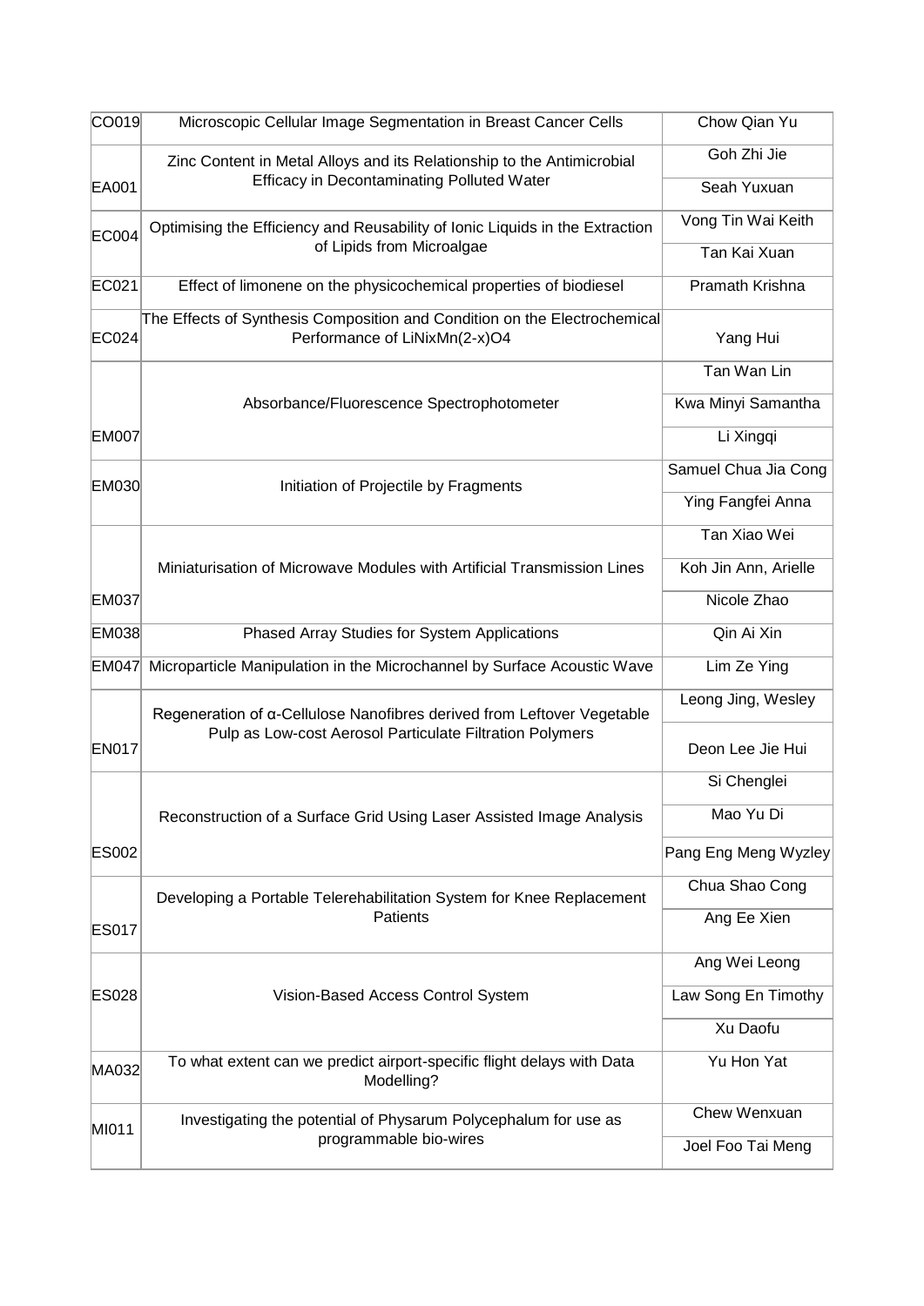| | | |
|---|---|---|
| CO019 | Microscopic Cellular Image Segmentation in Breast Cancer Cells | Chow Qian Yu |
| EA001 | Zinc Content in Metal Alloys and its Relationship to the Antimicrobial Efficacy in Decontaminating Polluted Water | Goh Zhi Jie |
| | | Seah Yuxuan |
| EC004 | Optimising the Efficiency and Reusability of Ionic Liquids in the Extraction of Lipids from Microalgae | Vong Tin Wai Keith |
| | | Tan Kai Xuan |
| EC021 | Effect of limonene on the physicochemical properties of biodiesel | Pramath Krishna |
| EC024 | The Effects of Synthesis Composition and Condition on the Electrochemical Performance of $LiNi_xMn_{(2-x)}O_4$ | Yang Hui |
| EM007 | Absorbance/Fluorescence Spectrophotometer | Tan Wan Lin |
| | | Kwa Minyi Samantha |
| | | Li Xingqi |
| EM030 | Initiation of Projectile by Fragments | Samuel Chua Jia Cong |
| | | Ying Fangfei Anna |
| EM037 | Miniaturisation of Microwave Modules with Artificial Transmission Lines | Tan Xiao Wei |
| | | Koh Jin Ann, Arielle |
| | | Nicole Zhao |
| EM038 | Phased Array Studies for System Applications | Qin Ai Xin |
| EM047 | Microparticle Manipulation in the Microchannel by Surface Acoustic Wave | Lim Ze Ying |
| EN017 | Regeneration of α-Cellulose Nanofibres derived from Leftover Vegetable Pulp as Low-cost Aerosol Particulate Filtration Polymers | Leong Jing, Wesley |
| | | Deon Lee Jie Hui |
| ES002 | Reconstruction of a Surface Grid Using Laser Assisted Image Analysis | Si Chenglei |
| | | Mao Yu Di |
| | | Pang Eng Meng Wyzley |
| ES017 | Developing a Portable Telerehabilitation System for Knee Replacement Patients | Chua Shao Cong |
| | | Ang Ee Xien |
| ES028 | Vision-Based Access Control System | Ang Wei Leong |
| | | Law Song En Timothy |
| | | Xu Daofu |
| MA032 | To what extent can we predict airport-specific flight delays with Data Modelling? | Yu Hon Yat |
| MI011 | Investigating the potential of Physarum Polycephalum for use as programmable bio-wires | Chew Wenxuan |
| | | Joel Foo Tai Meng |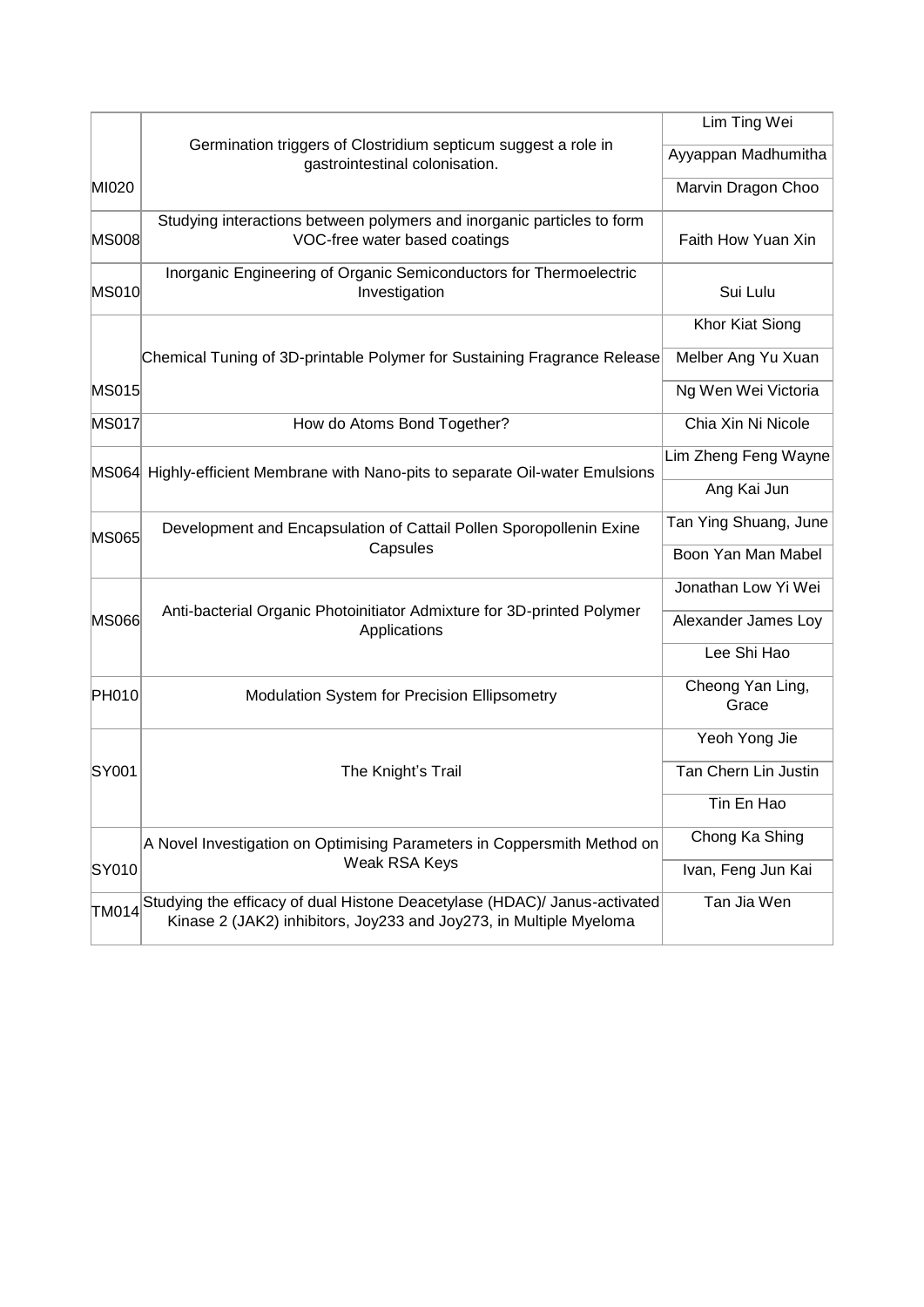| | | |
|---|---|---|
| MI020 | Germination triggers of Clostridium septicum suggest a role in gastrointestinal colonisation. | Lim Ting Wei |
| | | Ayyappan Madhumitha |
| | | Marvin Dragon Choo |
| MS008 | Studying interactions between polymers and inorganic particles to form VOC-free water based coatings | Faith How Yuan Xin |
| MS010 | Inorganic Engineering of Organic Semiconductors for Thermoelectric Investigation | Sui Lulu |
| MS015 | Chemical Tuning of 3D-printable Polymer for Sustaining Fragrance Release | Khor Kiat Siong |
| | | Melber Ang Yu Xuan |
| | | Ng Wen Wei Victoria |
| MS017 | How do Atoms Bond Together? | Chia Xin Ni Nicole |
| MS064 | Highly-efficient Membrane with Nano-pits to separate Oil-water Emulsions | Lim Zheng Feng Wayne |
| | | Ang Kai Jun |
| MS065 | Development and Encapsulation of Cattail Pollen Sporopollenin Exine Capsules | Tan Ying Shuang, June |
| | | Boon Yan Man Mabel |
| MS066 | Anti-bacterial Organic Photoinitiator Admixture for 3D-printed Polymer Applications | Jonathan Low Yi Wei |
| | | Alexander James Loy |
| | | Lee Shi Hao |
| PH010 | Modulation System for Precision Ellipsometry | Cheong Yan Ling, Grace |
| SY001 | The Knight's Trail | Yeoh Yong Jie |
| | | Tan Chern Lin Justin |
| | | Tin En Hao |
| SY010 | A Novel Investigation on Optimising Parameters in Coppersmith Method on Weak RSA Keys | Chong Ka Shing |
| | | Ivan, Feng Jun Kai |
| TM014 | Studying the efficacy of dual Histone Deacetylase (HDAC)/ Janus-activated Kinase 2 (JAK2) inhibitors, Joy233 and Joy273, in Multiple Myeloma | Tan Jia Wen |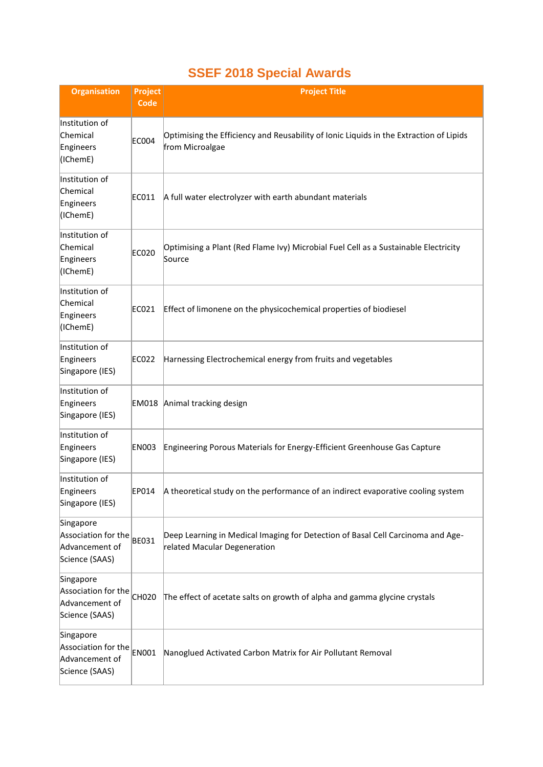# SSEF 2018 Special Awards

| Organisation | Project Code | Project Title |
|---|---|---|
| Institution of Chemical Engineers (IChemE) | EC004 | Optimising the Efficiency and Reusability of Ionic Liquids in the Extraction of Lipids from Microalgae |
| Institution of Chemical Engineers (IChemE) | EC011 | A full water electrolyzer with earth abundant materials |
| Institution of Chemical Engineers (IChemE) | EC020 | Optimising a Plant (Red Flame Ivy) Microbial Fuel Cell as a Sustainable Electricity Source |
| Institution of Chemical Engineers (IChemE) | EC021 | Effect of limonene on the physicochemical properties of biodiesel |
| Institution of Engineers Singapore (IES) | EC022 | Harnessing Electrochemical energy from fruits and vegetables |
| Institution of Engineers Singapore (IES) | EM018 | Animal tracking design |
| Institution of Engineers Singapore (IES) | EN003 | Engineering Porous Materials for Energy-Efficient Greenhouse Gas Capture |
| Institution of Engineers Singapore (IES) | EP014 | A theoretical study on the performance of an indirect evaporative cooling system |
| Singapore Association for the Advancement of Science (SAAS) | BE031 | Deep Learning in Medical Imaging for Detection of Basal Cell Carcinoma and Age-related Macular Degeneration |
| Singapore Association for the Advancement of Science (SAAS) | CH020 | The effect of acetate salts on growth of alpha and gamma glycine crystals |
| Singapore Association for the Advancement of Science (SAAS) | EN001 | Nanoglued Activated Carbon Matrix for Air Pollutant Removal |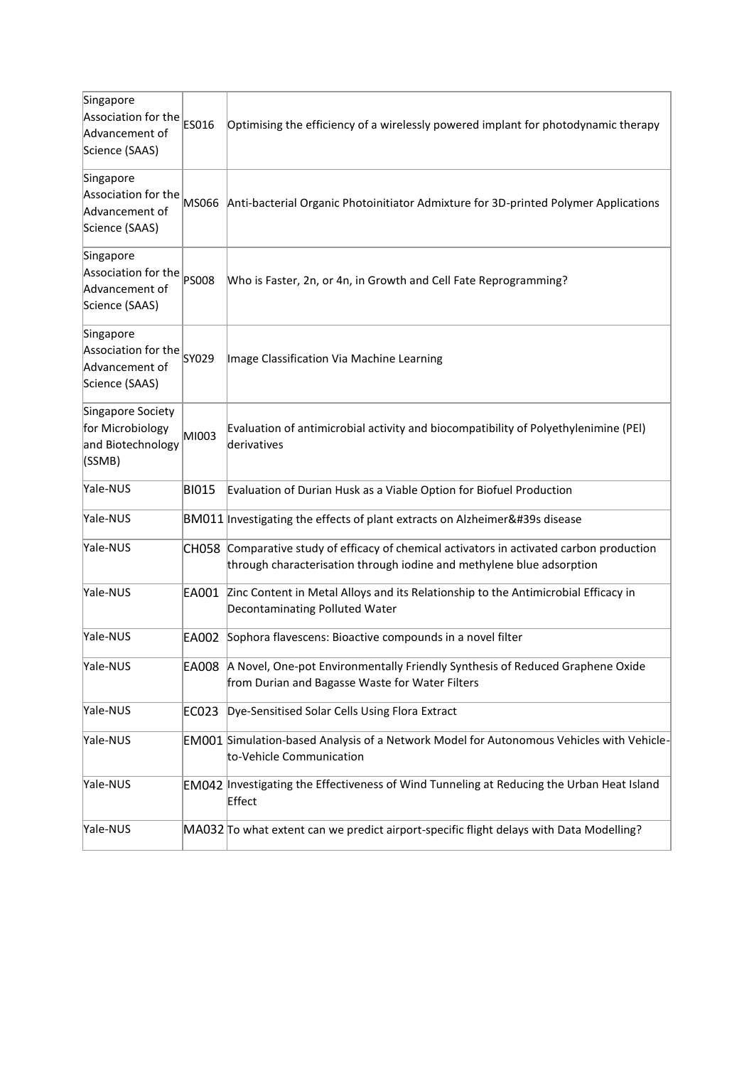| | | |
|---|---|---|
| Singapore Association for the Advancement of Science (SAAS) | ES016 | Optimising the efficiency of a wirelessly powered implant for photodynamic therapy |
| Singapore Association for the Advancement of Science (SAAS) | MS066 | Anti-bacterial Organic Photoinitiator Admixture for 3D-printed Polymer Applications |
| Singapore Association for the Advancement of Science (SAAS) | PS008 | Who is Faster, 2n, or 4n, in Growth and Cell Fate Reprogramming? |
| Singapore Association for the Advancement of Science (SAAS) | SY029 | Image Classification Via Machine Learning |
| Singapore Society for Microbiology and Biotechnology (SSMB) | MI003 | Evaluation of antimicrobial activity and biocompatibility of Polyethylenimine (PEI) derivatives |
| Yale-NUS | BI015 | Evaluation of Durian Husk as a Viable Option for Biofuel Production |
| Yale-NUS | BM011 | Investigating the effects of plant extracts on Alzheimer&#39s disease |
| Yale-NUS | CH058 | Comparative study of efficacy of chemical activators in activated carbon production through characterisation through iodine and methylene blue adsorption |
| Yale-NUS | EA001 | Zinc Content in Metal Alloys and its Relationship to the Antimicrobial Efficacy in Decontaminating Polluted Water |
| Yale-NUS | EA002 | Sophora flavescens: Bioactive compounds in a novel filter |
| Yale-NUS | EA008 | A Novel, One-pot Environmentally Friendly Synthesis of Reduced Graphene Oxide from Durian and Bagasse Waste for Water Filters |
| Yale-NUS | EC023 | Dye-Sensitised Solar Cells Using Flora Extract |
| Yale-NUS | EM001 | Simulation-based Analysis of a Network Model for Autonomous Vehicles with Vehicle-to-Vehicle Communication |
| Yale-NUS | EM042 | Investigating the Effectiveness of Wind Tunneling at Reducing the Urban Heat Island Effect |
| Yale-NUS | MA032 | To what extent can we predict airport-specific flight delays with Data Modelling? |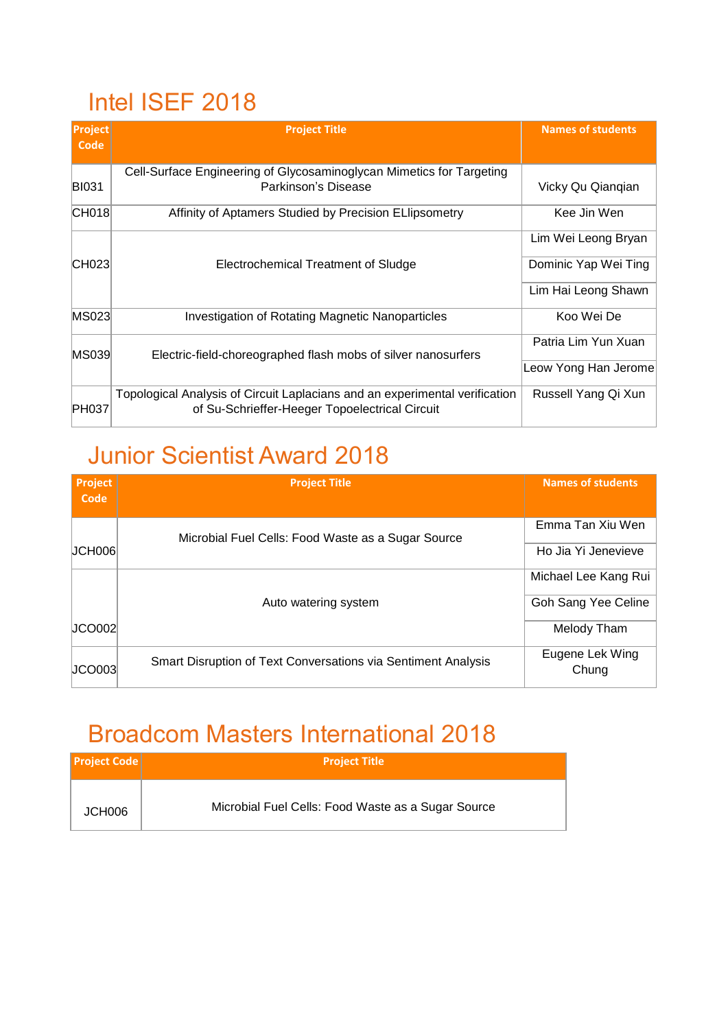# Intel ISEF 2018

| Project Code | Project Title | Names of students |
|---|---|---|
| BI031 | Cell-Surface Engineering of Glycosaminoglycan Mimetics for Targeting Parkinson's Disease | Vicky Qu Qianqian |
| CH018 | Affinity of Aptamers Studied by Precision ELlipsometry | Kee Jin Wen |
| CH023 | Electrochemical Treatment of Sludge | Lim Wei Leong Bryan |
| | | Dominic Yap Wei Ting |
| | | Lim Hai Leong Shawn |
| MS023 | Investigation of Rotating Magnetic Nanoparticles | Koo Wei De |
| MS039 | Electric-field-choreographed flash mobs of silver nanosurfers | Patria Lim Yun Xuan |
| | | Leow Yong Han Jerome |
| PH037 | Topological Analysis of Circuit Laplacians and an experimental verification of Su-Schrieffer-Heeger Topoelectrical Circuit | Russell Yang Qi Xun |

# Junior Scientist Award 2018

| Project Code | Project Title | Names of students |
|---|---|---|
| JCH006 | Microbial Fuel Cells: Food Waste as a Sugar Source | Emma Tan Xiu Wen |
| | | Ho Jia Yi Jenevieve |
| JCO002 | Auto watering system | Michael Lee Kang Rui |
| | | Goh Sang Yee Celine |
| | | Melody Tham |
| JCO003 | Smart Disruption of Text Conversations via Sentiment Analysis | Eugene Lek Wing Chung |

# Broadcom Masters International 2018

| Project Code | Project Title |
|---|---|
| JCH006 | Microbial Fuel Cells: Food Waste as a Sugar Source |